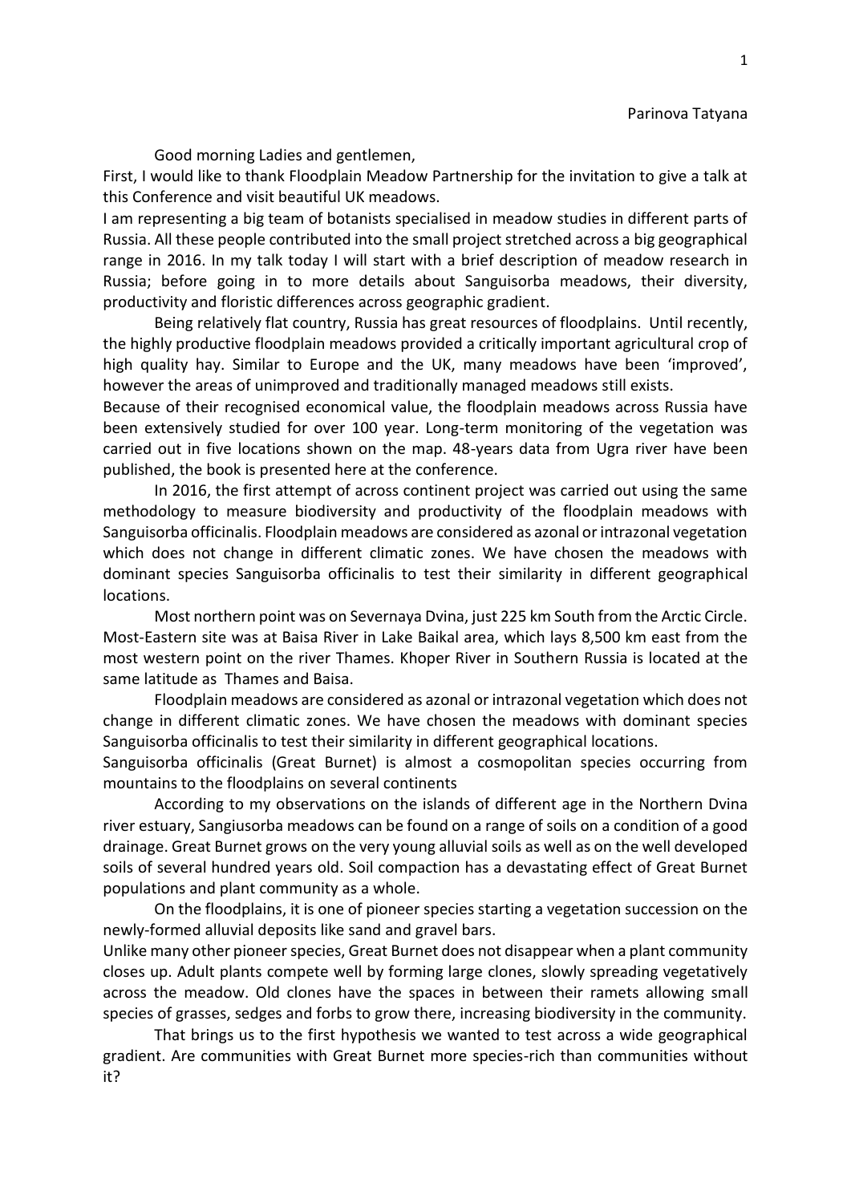Parinova Tatyana

Good morning Ladies and gentlemen,

First, I would like to thank Floodplain Meadow Partnership for the invitation to give a talk at this Conference and visit beautiful UK meadows.

I am representing a big team of botanists specialised in meadow studies in different parts of Russia. All these people contributed into the small project stretched across a big geographical range in 2016. In my talk today I will start with a brief description of meadow research in Russia; before going in to more details about Sanguisorba meadows, their diversity, productivity and floristic differences across geographic gradient.

Being relatively flat country, Russia has great resources of floodplains. Until recently, the highly productive floodplain meadows provided a critically important agricultural crop of high quality hay. Similar to Europe and the UK, many meadows have been 'improved', however the areas of unimproved and traditionally managed meadows still exists.

Because of their recognised economical value, the floodplain meadows across Russia have been extensively studied for over 100 year. Long-term monitoring of the vegetation was carried out in five locations shown on the map. 48-years data from Ugra river have been published, the book is presented here at the conference.

In 2016, the first attempt of across continent project was carried out using the same methodology to measure biodiversity and productivity of the floodplain meadows with Sanguisorba officinalis. Floodplain meadows are considered as azonal or intrazonal vegetation which does not change in different climatic zones. We have chosen the meadows with dominant species Sanguisorba officinalis to test their similarity in different geographical locations.

Most northern point was on Severnaya Dvina, just 225 km South from the Arctic Circle. Most-Eastern site was at Baisa River in Lake Baikal area, which lays 8,500 km east from the most western point on the river Thames. Khoper River in Southern Russia is located at the same latitude as Thames and Baisa.

Floodplain meadows are considered as azonal or intrazonal vegetation which does not change in different climatic zones. We have chosen the meadows with dominant species Sanguisorba officinalis to test their similarity in different geographical locations.

Sanguisorba officinalis (Great Burnet) is almost a cosmopolitan species occurring from mountains to the floodplains on several continents

According to my observations on the islands of different age in the Northern Dvina river estuary, Sangiusorba meadows can be found on a range of soils on a condition of a good drainage. Great Burnet grows on the very young alluvial soils as well as on the well developed soils of several hundred years old. Soil compaction has a devastating effect of Great Burnet populations and plant community as a whole.

On the floodplains, it is one of pioneer species starting a vegetation succession on the newly-formed alluvial deposits like sand and gravel bars.

Unlike many other pioneer species, Great Burnet does not disappear when a plant community closes up. Adult plants compete well by forming large clones, slowly spreading vegetatively across the meadow. Old clones have the spaces in between their ramets allowing small species of grasses, sedges and forbs to grow there, increasing biodiversity in the community.

That brings us to the first hypothesis we wanted to test across a wide geographical gradient. Are communities with Great Burnet more species-rich than communities without it?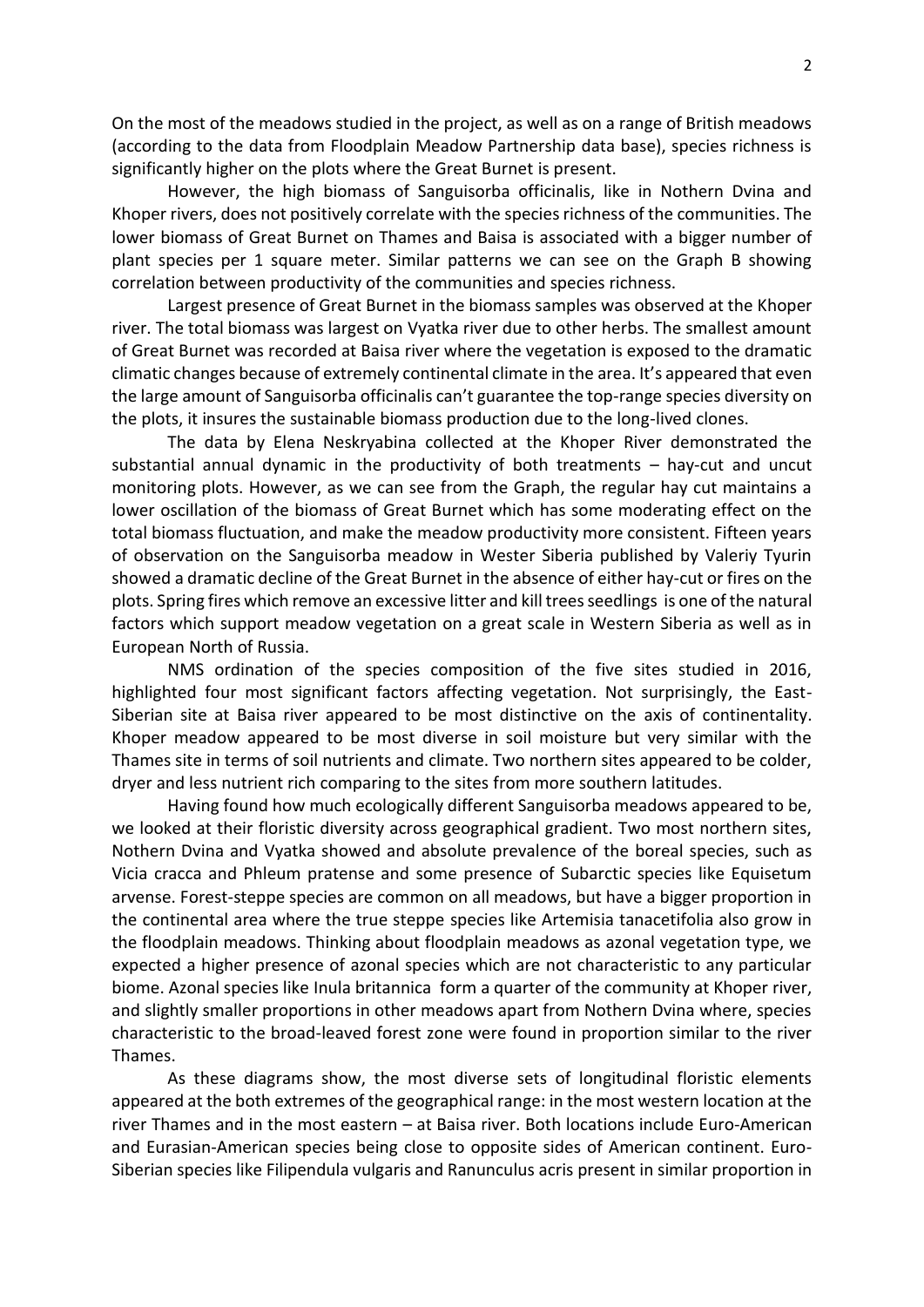On the most of the meadows studied in the project, as well as on a range of British meadows (according to the data from Floodplain Meadow Partnership data base), species richness is significantly higher on the plots where the Great Burnet is present.

However, the high biomass of Sanguisorba officinalis, like in Nothern Dvina and Khoper rivers, does not positively correlate with the species richness of the communities. The lower biomass of Great Burnet on Thames and Baisa is associated with a bigger number of plant species per 1 square meter. Similar patterns we can see on the Graph B showing correlation between productivity of the communities and species richness.

Largest presence of Great Burnet in the biomass samples was observed at the Khoper river. The total biomass was largest on Vyatka river due to other herbs. The smallest amount of Great Burnet was recorded at Baisa river where the vegetation is exposed to the dramatic climatic changes because of extremely continental climate in the area. It's appeared that even the large amount of Sanguisorba officinalis can't guarantee the top-range species diversity on the plots, it insures the sustainable biomass production due to the long-lived clones.

The data by Elena Neskryabina collected at the Khoper River demonstrated the substantial annual dynamic in the productivity of both treatments – hay-cut and uncut monitoring plots. However, as we can see from the Graph, the regular hay cut maintains a lower oscillation of the biomass of Great Burnet which has some moderating effect on the total biomass fluctuation, and make the meadow productivity more consistent. Fifteen years of observation on the Sanguisorba meadow in Wester Siberia published by Valeriy Tyurin showed a dramatic decline of the Great Burnet in the absence of either hay-cut or fires on the plots. Spring fires which remove an excessive litter and kill trees seedlings is one of the natural factors which support meadow vegetation on a great scale in Western Siberia as well as in European North of Russia.

NMS ordination of the species composition of the five sites studied in 2016, highlighted four most significant factors affecting vegetation. Not surprisingly, the East-Siberian site at Baisa river appeared to be most distinctive on the axis of continentality. Khoper meadow appeared to be most diverse in soil moisture but very similar with the Thames site in terms of soil nutrients and climate. Two northern sites appeared to be colder, dryer and less nutrient rich comparing to the sites from more southern latitudes.

Having found how much ecologically different Sanguisorba meadows appeared to be, we looked at their floristic diversity across geographical gradient. Two most northern sites, Nothern Dvina and Vyatka showed and absolute prevalence of the boreal species, such as Vicia cracca and Phleum pratense and some presence of Subarctic species like Equisetum arvense. Forest-steppe species are common on all meadows, but have a bigger proportion in the continental area where the true steppe species like Artemisia tanacetifolia also grow in the floodplain meadows. Thinking about floodplain meadows as azonal vegetation type, we expected a higher presence of azonal species which are not characteristic to any particular biome. Azonal species like Inula britannica form a quarter of the community at Khoper river, and slightly smaller proportions in other meadows apart from Nothern Dvina where, species characteristic to the broad-leaved forest zone were found in proportion similar to the river Thames.

As these diagrams show, the most diverse sets of longitudinal floristic elements appeared at the both extremes of the geographical range: in the most western location at the river Thames and in the most eastern – at Baisa river. Both locations include Euro-American and Eurasian-American species being close to opposite sides of American continent. Euro-Siberian species like Filipendula vulgaris and Ranunculus acris present in similar proportion in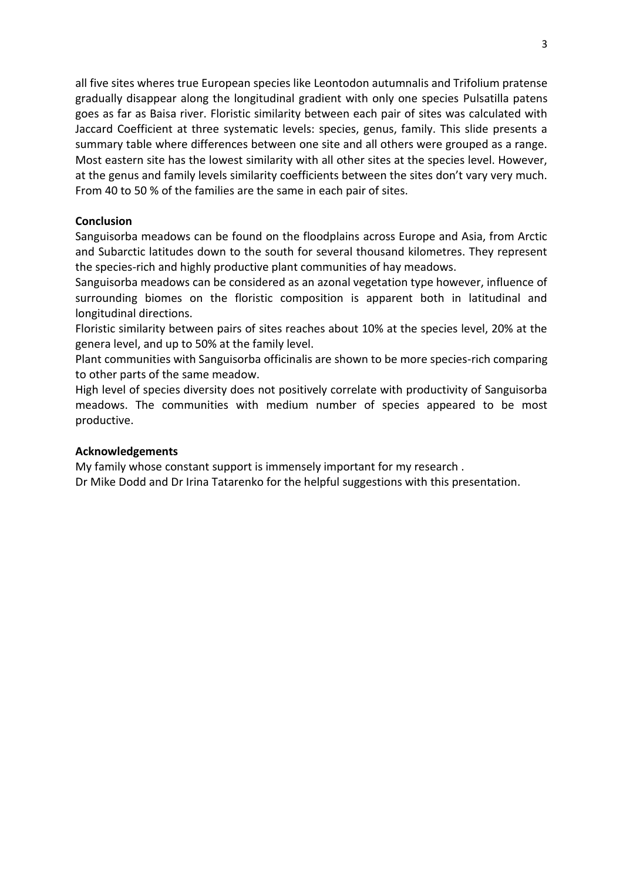all five sites wheres true European species like Leontodon autumnalis and Trifolium pratense gradually disappear along the longitudinal gradient with only one species Pulsatilla patens goes as far as Baisa river. Floristic similarity between each pair of sites was calculated with Jaccard Coefficient at three systematic levels: species, genus, family. This slide presents a summary table where differences between one site and all others were grouped as a range. Most eastern site has the lowest similarity with all other sites at the species level. However, at the genus and family levels similarity coefficients between the sites don't vary very much. From 40 to 50 % of the families are the same in each pair of sites.

**Conclusion**

Sanguisorba meadows can be found on the floodplains across Europe and Asia, from Arctic and Subarctic latitudes down to the south for several thousand kilometres. They represent the species-rich and highly productive plant communities of hay meadows.

Sanguisorba meadows can be considered as an azonal vegetation type however, influence of surrounding biomes on the floristic composition is apparent both in latitudinal and longitudinal directions.

Floristic similarity between pairs of sites reaches about 10% at the species level, 20% at the genera level, and up to 50% at the family level.

Plant communities with Sanguisorba officinalis are shown to be more species-rich comparing to other parts of the same meadow.

High level of species diversity does not positively correlate with productivity of Sanguisorba meadows. The communities with medium number of species appeared to be most productive.

**Acknowledgements**

My family whose constant support is immensely important for my research .

Dr Mike Dodd and Dr Irina Tatarenko for the helpful suggestions with this presentation.